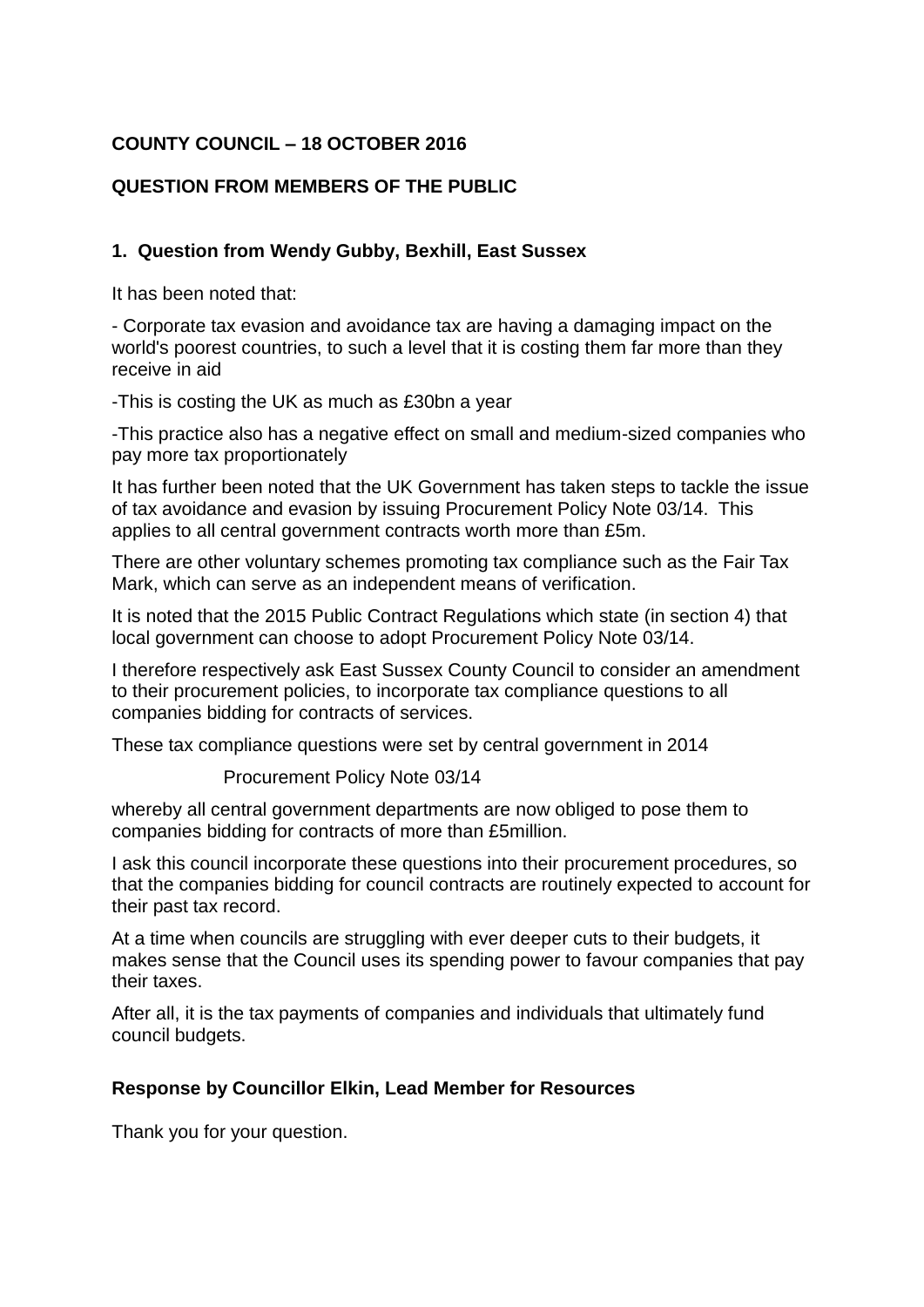**COUNTY COUNCIL – 18 OCTOBER 2016**

**QUESTION FROM MEMBERS OF THE PUBLIC**

**1. Question from Wendy Gubby, Bexhill, East Sussex**

It has been noted that:

- Corporate tax evasion and avoidance tax are having a damaging impact on the world's poorest countries, to such a level that it is costing them far more than they receive in aid

-This is costing the UK as much as £30bn a year

-This practice also has a negative effect on small and medium-sized companies who pay more tax proportionately

It has further been noted that the UK Government has taken steps to tackle the issue of tax avoidance and evasion by issuing Procurement Policy Note 03/14. This applies to all central government contracts worth more than £5m.

There are other voluntary schemes promoting tax compliance such as the Fair Tax Mark, which can serve as an independent means of verification.

It is noted that the 2015 Public Contract Regulations which state (in section 4) that local government can choose to adopt Procurement Policy Note 03/14.

I therefore respectively ask East Sussex County Council to consider an amendment to their procurement policies, to incorporate tax compliance questions to all companies bidding for contracts of services.

These tax compliance questions were set by central government in 2014

Procurement Policy Note 03/14

whereby all central government departments are now obliged to pose them to companies bidding for contracts of more than £5million.

I ask this council incorporate these questions into their procurement procedures, so that the companies bidding for council contracts are routinely expected to account for their past tax record.

At a time when councils are struggling with ever deeper cuts to their budgets, it makes sense that the Council uses its spending power to favour companies that pay their taxes.

After all, it is the tax payments of companies and individuals that ultimately fund council budgets.

**Response by Councillor Elkin, Lead Member for Resources**

Thank you for your question.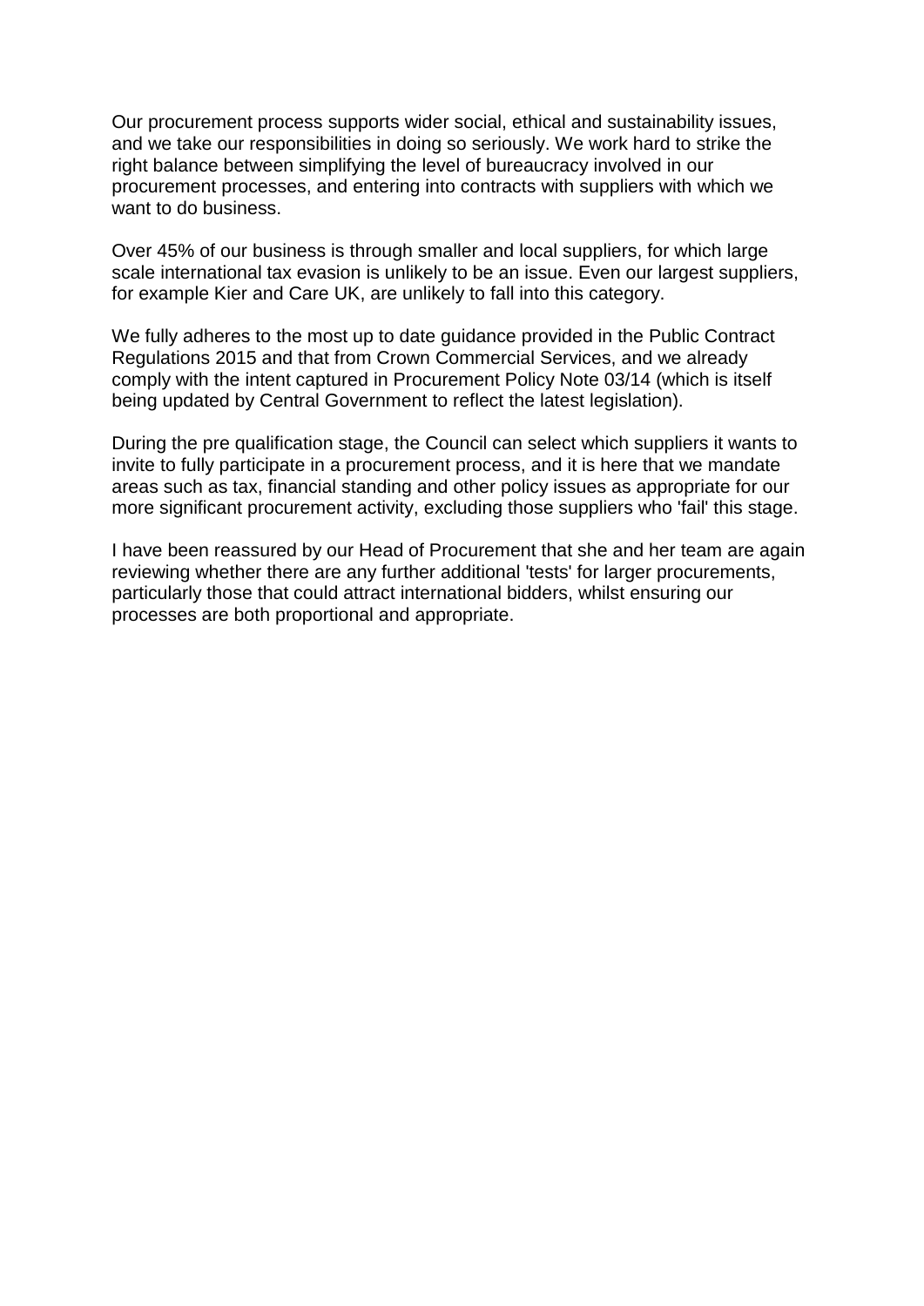Our procurement process supports wider social, ethical and sustainability issues, and we take our responsibilities in doing so seriously. We work hard to strike the right balance between simplifying the level of bureaucracy involved in our procurement processes, and entering into contracts with suppliers with which we want to do business.

Over 45% of our business is through smaller and local suppliers, for which large scale international tax evasion is unlikely to be an issue. Even our largest suppliers, for example Kier and Care UK, are unlikely to fall into this category.

We fully adheres to the most up to date guidance provided in the Public Contract Regulations 2015 and that from Crown Commercial Services, and we already comply with the intent captured in Procurement Policy Note 03/14 (which is itself being updated by Central Government to reflect the latest legislation).

During the pre qualification stage, the Council can select which suppliers it wants to invite to fully participate in a procurement process, and it is here that we mandate areas such as tax, financial standing and other policy issues as appropriate for our more significant procurement activity, excluding those suppliers who 'fail' this stage.

I have been reassured by our Head of Procurement that she and her team are again reviewing whether there are any further additional 'tests' for larger procurements, particularly those that could attract international bidders, whilst ensuring our processes are both proportional and appropriate.